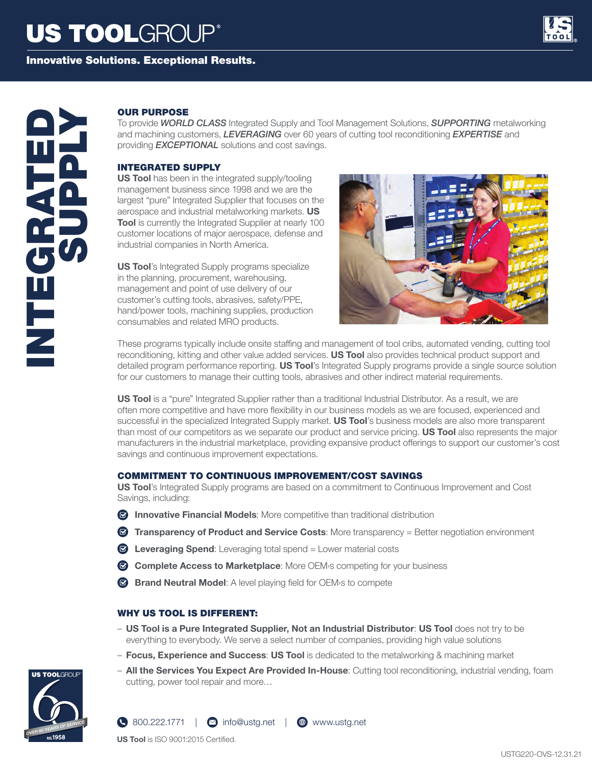# US TOOLGROUP®

**Innovative Solutions. Exceptional Results.**

# INTEGRATED SUPPLY

## OUR PURPOSE

To provide ***WORLD CLASS*** Integrated Supply and Tool Management Solutions, ***SUPPORTING*** metalworking and machining customers, ***LEVERAGING*** over 60 years of cutting tool reconditioning ***EXPERTISE*** and providing ***EXCEPTIONAL*** solutions and cost savings.

## INTEGRATED SUPPLY

**US Tool** has been in the integrated supply/tooling management business since 1998 and we are the largest "pure" Integrated Supplier that focuses on the aerospace and industrial metalworking markets. **US Tool** is currently the Integrated Supplier at nearly 100 customer locations of major aerospace, defense and industrial companies in North America.

**US Tool**'s Integrated Supply programs specialize in the planning, procurement, warehousing, management and point of use delivery of our customer's cutting tools, abrasives, safety/PPE, hand/power tools, machining supplies, production consumables and related MRO products.

These programs typically include onsite staffing and management of tool cribs, automated vending, cutting tool reconditioning, kitting and other value added services. **US Tool** also provides technical product support and detailed program performance reporting. **US Tool**'s Integrated Supply programs provide a single source solution for our customers to manage their cutting tools, abrasives and other indirect material requirements.

**US Tool** is a "pure" Integrated Supplier rather than a traditional Industrial Distributor. As a result, we are often more competitive and have more flexibility in our business models as we are focused, experienced and successful in the specialized Integrated Supply market. **US Tool**'s business models are also more transparent than most of our competitors as we separate our product and service pricing. **US Tool** also represents the major manufacturers in the industrial marketplace, providing expansive product offerings to support our customer's cost savings and continuous improvement expectations.

## COMMITMENT TO CONTINUOUS IMPROVEMENT/COST SAVINGS

**US Tool**'s Integrated Supply programs are based on a commitment to Continuous Improvement and Cost Savings, including:

- **Innovative Financial Models**: More competitive than traditional distribution
- **Transparency of Product and Service Costs**: More transparency = Better negotiation environment
- **Leveraging Spend**: Leveraging total spend = Lower material costs
- **Complete Access to Marketplace**: More OEM›s competing for your business
- **Brand Neutral Model**: A level playing field for OEM›s to compete

## WHY US TOOL IS DIFFERENT:

- **US Tool is a Pure Integrated Supplier, Not an Industrial Distributor**: **US Tool** does not try to be everything to everybody. We serve a select number of companies, providing high value solutions
- **Focus, Experience and Success**: **US Tool** is dedicated to the metalworking & machining market
- **All the Services You Expect Are Provided In-House**: Cutting tool reconditioning, industrial vending, foam cutting, power tool repair and more…

US TOOLGROUP 60 — OVER 60 YEARS OF SERVICE — EST. 1958

800.222.1771 | info@ustg.net | www.ustg.net

**US Tool** is ISO 9001:2015 Certified.

USTG220-OVS-12.31.21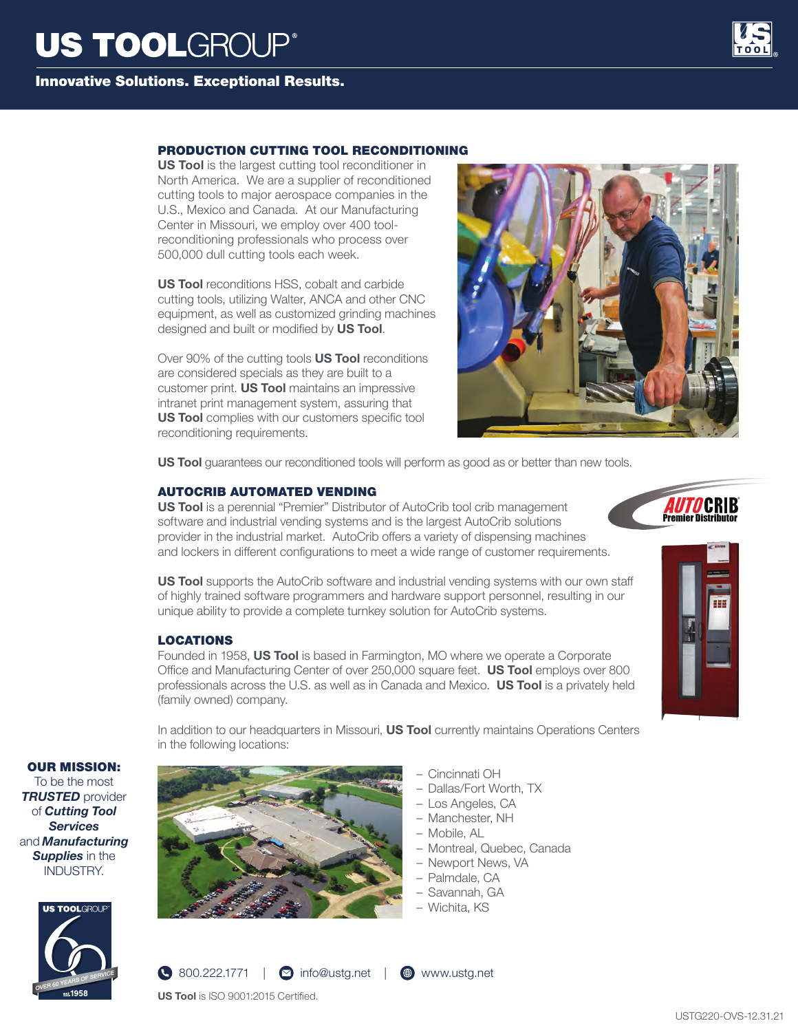# US TOOLGROUP®

**Innovative Solutions. Exceptional Results.**

## PRODUCTION CUTTING TOOL RECONDITIONING

**US Tool** is the largest cutting tool reconditioner in North America. We are a supplier of reconditioned cutting tools to major aerospace companies in the U.S., Mexico and Canada. At our Manufacturing Center in Missouri, we employ over 400 tool-reconditioning professionals who process over 500,000 dull cutting tools each week.

**US Tool** reconditions HSS, cobalt and carbide cutting tools, utilizing Walter, ANCA and other CNC equipment, as well as customized grinding machines designed and built or modified by **US Tool**.

Over 90% of the cutting tools **US Tool** reconditions are considered specials as they are built to a customer print. **US Tool** maintains an impressive intranet print management system, assuring that **US Tool** complies with our customers specific tool reconditioning requirements.

**US Tool** guarantees our reconditioned tools will perform as good as or better than new tools.

## AUTOCRIB AUTOMATED VENDING

**US Tool** is a perennial "Premier" Distributor of AutoCrib tool crib management software and industrial vending systems and is the largest AutoCrib solutions provider in the industrial market. AutoCrib offers a variety of dispensing machines and lockers in different configurations to meet a wide range of customer requirements.

AUTOCRIB® Premier Distributor

**US Tool** supports the AutoCrib software and industrial vending systems with our own staff of highly trained software programmers and hardware support personnel, resulting in our unique ability to provide a complete turnkey solution for AutoCrib systems.

## LOCATIONS

Founded in 1958, **US Tool** is based in Farmington, MO where we operate a Corporate Office and Manufacturing Center of over 250,000 square feet. **US Tool** employs over 800 professionals across the U.S. as well as in Canada and Mexico. **US Tool** is a privately held (family owned) company.

In addition to our headquarters in Missouri, **US Tool** currently maintains Operations Centers in the following locations:

- Cincinnati OH
- Dallas/Fort Worth, TX
- Los Angeles, CA
- Manchester, NH
- Mobile, AL
- Montreal, Quebec, Canada
- Newport News, VA
- Palmdale, CA
- Savannah, GA
- Wichita, KS

**OUR MISSION:**
To be the most ***TRUSTED*** provider of ***Cutting Tool Services*** and ***Manufacturing Supplies*** in the INDUSTRY.

US TOOLGROUP — OVER 60 YEARS OF SERVICE — EST. 1958

800.222.1771 | info@ustg.net | www.ustg.net

**US Tool** is ISO 9001:2015 Certified.

USTG220-OVS-12.31.21